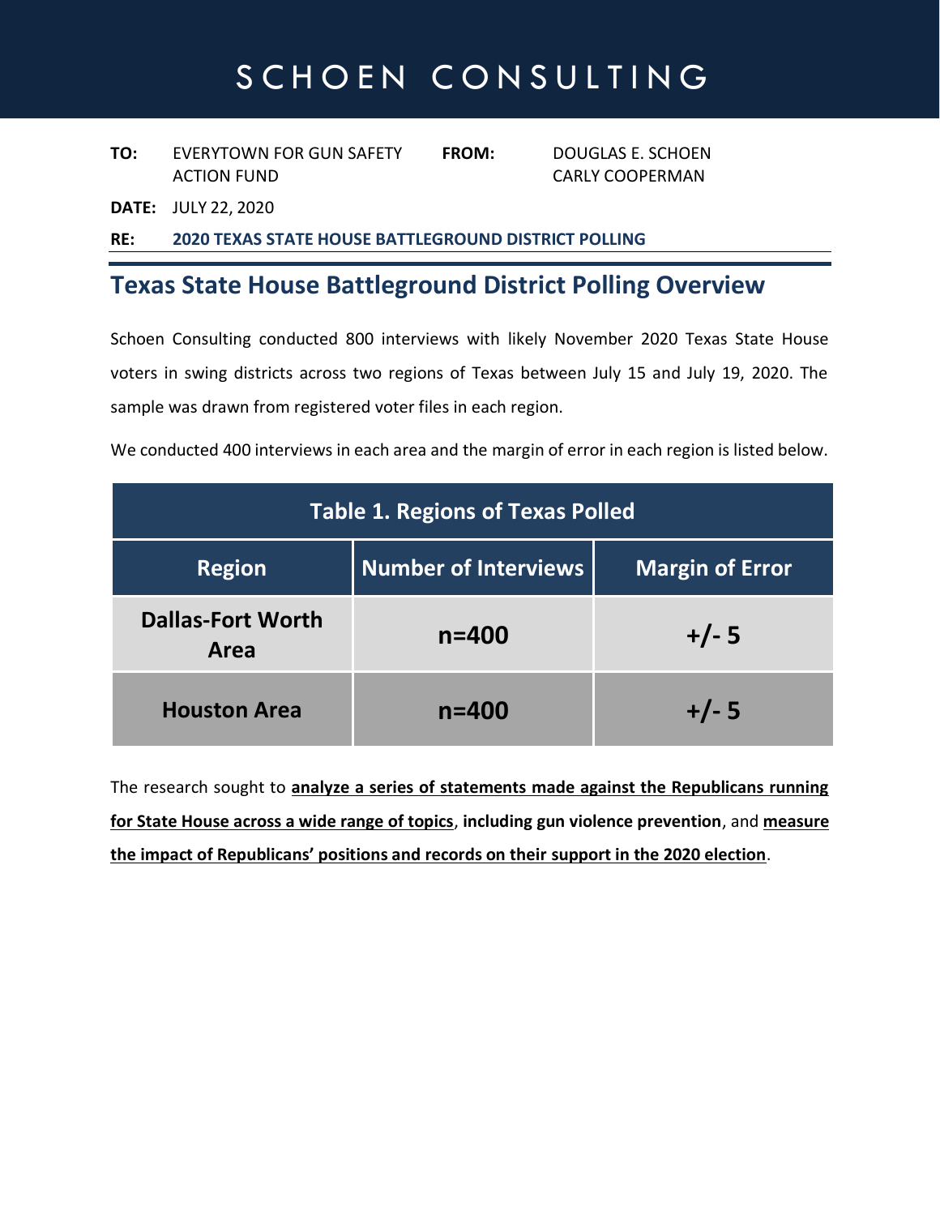# SCHOEN CONSULTING

**TO:** EVERYTOWN FOR GUN SAFETY ACTION FUND

**FROM:** DOUGLAS E. SCHOEN, CARLY COOPERMAN

**DATE:** JULY 22, 2020

**RE:** **2020 TEXAS STATE HOUSE BATTLEGROUND DISTRICT POLLING**

## Texas State House Battleground District Polling Overview

Schoen Consulting conducted 800 interviews with likely November 2020 Texas State House voters in swing districts across two regions of Texas between July 15 and July 19, 2020. The sample was drawn from registered voter files in each region.

We conducted 400 interviews in each area and the margin of error in each region is listed below.

**Table 1. Regions of Texas Polled**

| Region | Number of Interviews | Margin of Error |
|---|---|---|
| **Dallas-Fort Worth Area** | **n=400** | **+/- 5** |
| **Houston Area** | **n=400** | **+/- 5** |

The research sought to **analyze a series of statements made against the Republicans running for State House across a wide range of topics**, **including gun violence prevention**, and **measure the impact of Republicans' positions and records on their support in the 2020 election**.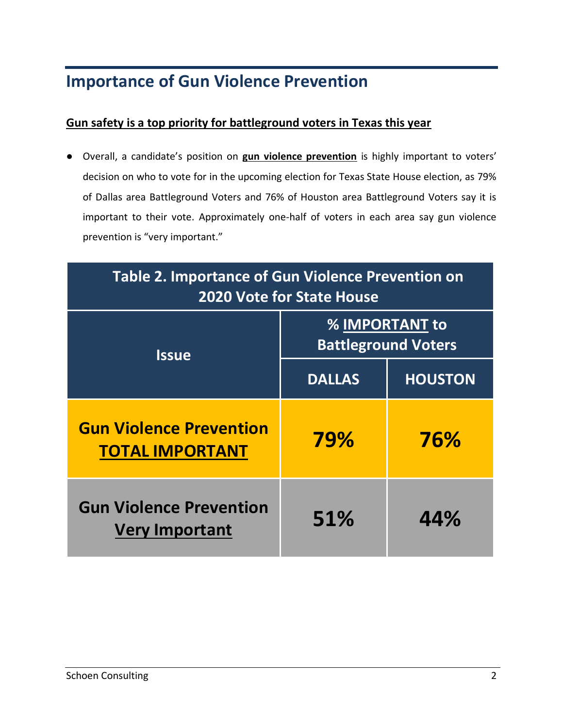## Importance of Gun Violence Prevention

**Gun safety is a top priority for battleground voters in Texas this year**

- Overall, a candidate's position on **gun violence prevention** is highly important to voters' decision on who to vote for in the upcoming election for Texas State House election, as 79% of Dallas area Battleground Voters and 76% of Houston area Battleground Voters say it is important to their vote. Approximately one-half of voters in each area say gun violence prevention is "very important."

**Table 2. Importance of Gun Violence Prevention on 2020 Vote for State House**

| Issue | % IMPORTANT to Battleground Voters | |
|---|---|---|
| | DALLAS | HOUSTON |
| Gun Violence Prevention TOTAL IMPORTANT | 79% | 76% |
| Gun Violence Prevention Very Important | 51% | 44% |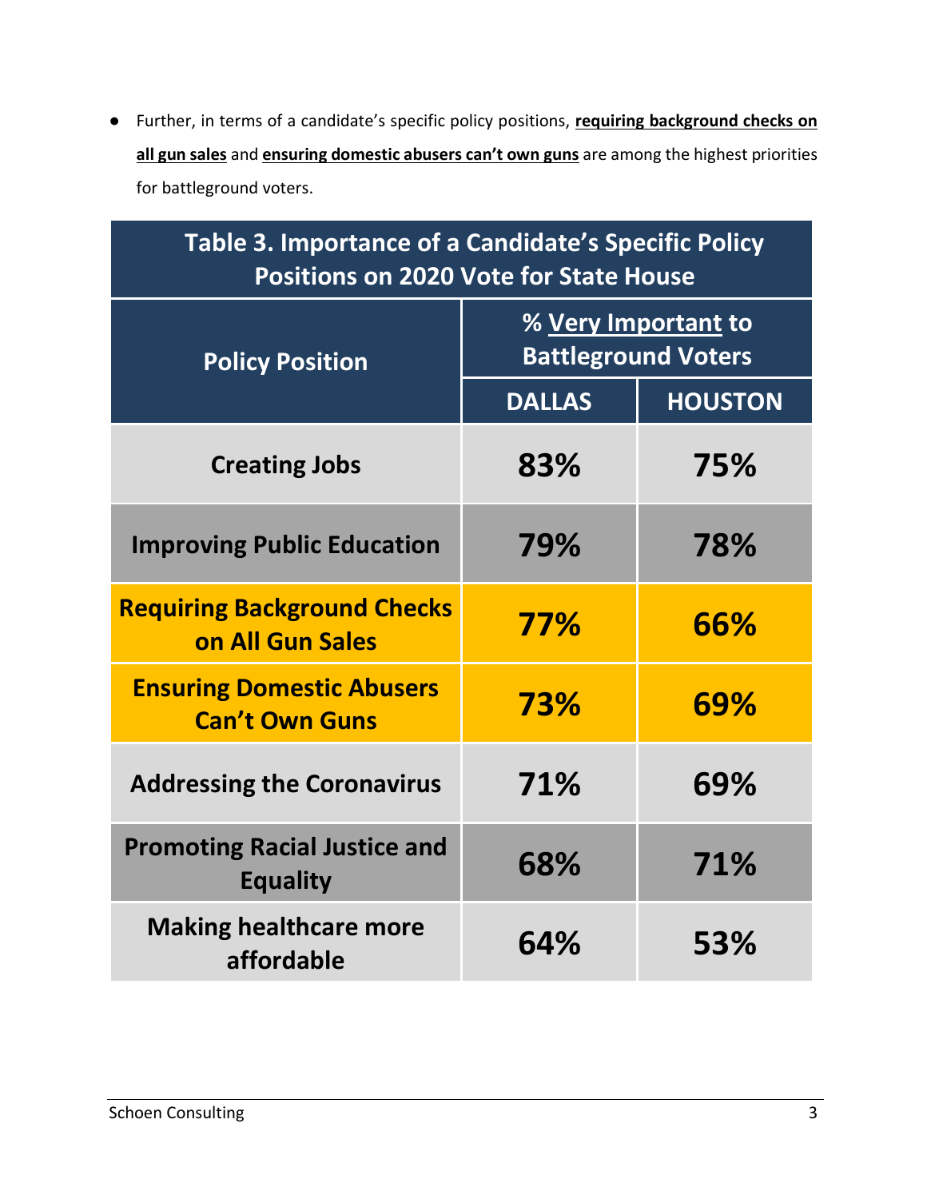- Further, in terms of a candidate's specific policy positions, **requiring background checks on all gun sales** and **ensuring domestic abusers can't own guns** are among the highest priorities for battleground voters.

| **Table 3. Importance of a Candidate's Specific Policy Positions on 2020 Vote for State House** | | |
|---|---|---|
| **Policy Position** | **% Very Important to Battleground Voters** | |
| | **DALLAS** | **HOUSTON** |
| **Creating Jobs** | **83%** | **75%** |
| **Improving Public Education** | **79%** | **78%** |
| **Requiring Background Checks on All Gun Sales** | **77%** | **66%** |
| **Ensuring Domestic Abusers Can't Own Guns** | **73%** | **69%** |
| **Addressing the Coronavirus** | **71%** | **69%** |
| **Promoting Racial Justice and Equality** | **68%** | **71%** |
| **Making healthcare more affordable** | **64%** | **53%** |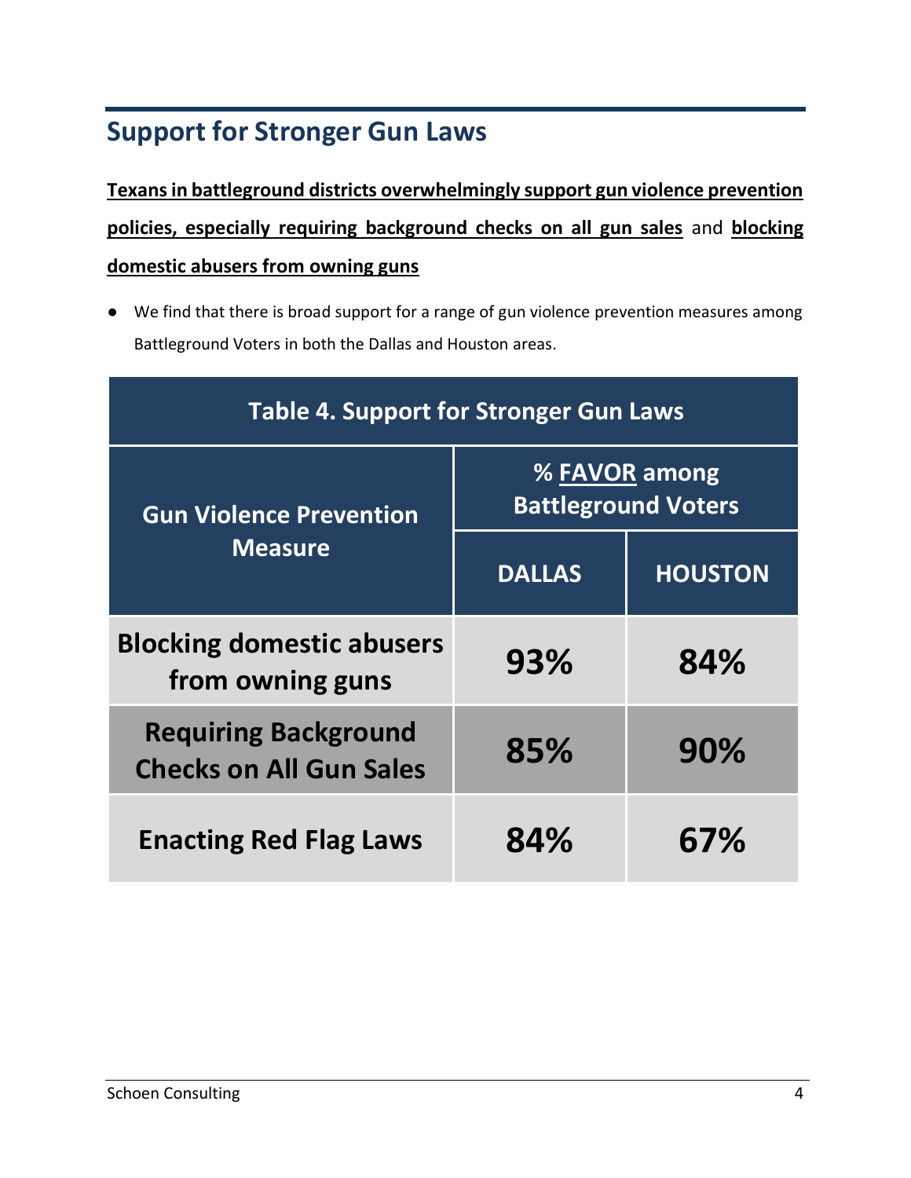## Support for Stronger Gun Laws

**Texans in battleground districts overwhelmingly support gun violence prevention policies, especially requiring background checks on all gun sales** and **blocking domestic abusers from owning guns**

- We find that there is broad support for a range of gun violence prevention measures among Battleground Voters in both the Dallas and Houston areas.

**Table 4. Support for Stronger Gun Laws**

| Gun Violence Prevention Measure | % FAVOR among Battleground Voters | |
|---|---|---|
| | DALLAS | HOUSTON |
| Blocking domestic abusers from owning guns | 93% | 84% |
| Requiring Background Checks on All Gun Sales | 85% | 90% |
| Enacting Red Flag Laws | 84% | 67% |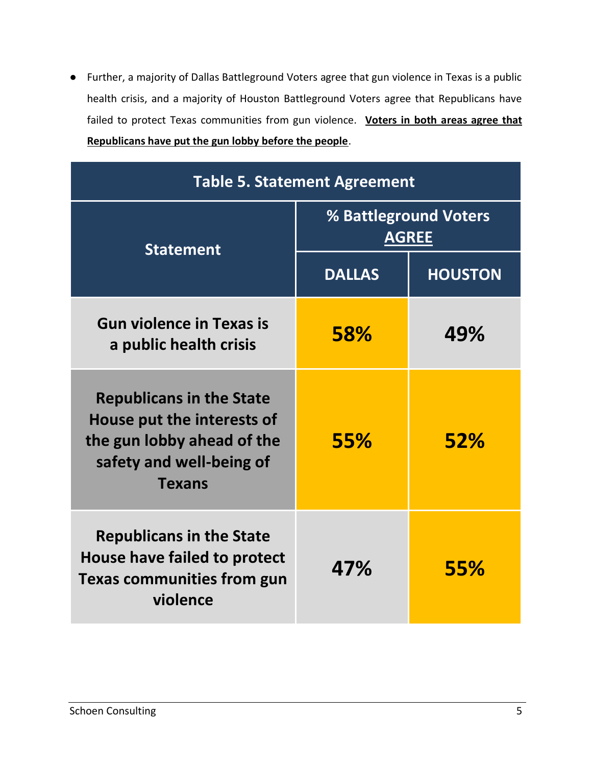- Further, a majority of Dallas Battleground Voters agree that gun violence in Texas is a public health crisis, and a majority of Houston Battleground Voters agree that Republicans have failed to protect Texas communities from gun violence. **<u>Voters in both areas agree that Republicans have put the gun lobby before the people</u>**.

**Table 5. Statement Agreement**

| Statement | % Battleground Voters AGREE | |
|---|---|---|
| | DALLAS | HOUSTON |
| Gun violence in Texas is a public health crisis | 58% | 49% |
| Republicans in the State House put the interests of the gun lobby ahead of the safety and well-being of Texans | 55% | 52% |
| Republicans in the State House have failed to protect Texas communities from gun violence | 47% | 55% |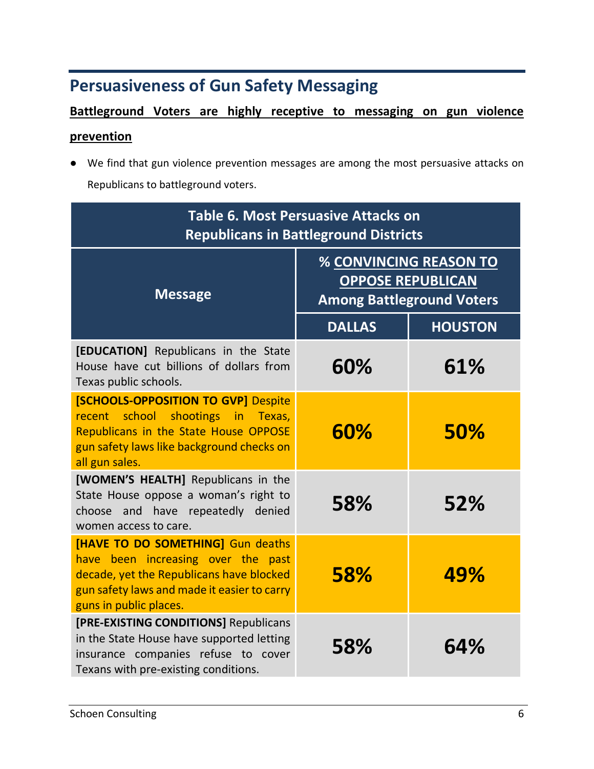## Persuasiveness of Gun Safety Messaging

**Battleground Voters are highly receptive to messaging on gun violence prevention**

- We find that gun violence prevention messages are among the most persuasive attacks on Republicans to battleground voters.

**Table 6. Most Persuasive Attacks on Republicans in Battleground Districts**

| Message | % CONVINCING REASON TO OPPOSE REPUBLICAN Among Battleground Voters | |
|---|---|---|
| | DALLAS | HOUSTON |
| **[EDUCATION]** Republicans in the State House have cut billions of dollars from Texas public schools. | **60%** | **61%** |
| **[SCHOOLS-OPPOSITION TO GVP]** Despite recent school shootings in Texas, Republicans in the State House OPPOSE gun safety laws like background checks on all gun sales. | **60%** | **50%** |
| **[WOMEN'S HEALTH]** Republicans in the State House oppose a woman's right to choose and have repeatedly denied women access to care. | **58%** | **52%** |
| **[HAVE TO DO SOMETHING]** Gun deaths have been increasing over the past decade, yet the Republicans have blocked gun safety laws and made it easier to carry guns in public places. | **58%** | **49%** |
| **[PRE-EXISTING CONDITIONS]** Republicans in the State House have supported letting insurance companies refuse to cover Texans with pre-existing conditions. | **58%** | **64%** |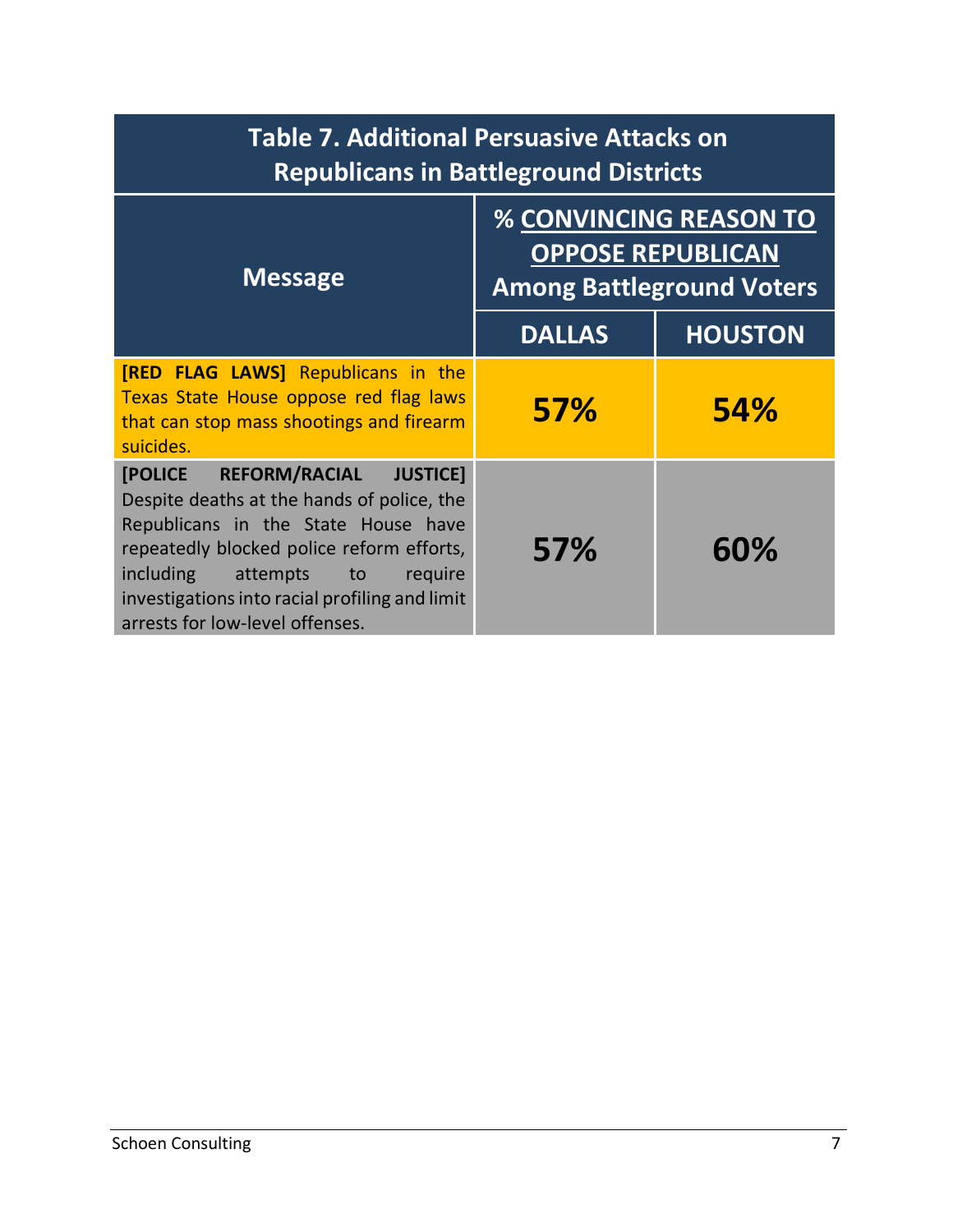| Table 7. Additional Persuasive Attacks on Republicans in Battleground Districts | | |
|---|---|---|
| **Message** | **% CONVINCING REASON TO OPPOSE REPUBLICAN Among Battleground Voters** | |
| | **DALLAS** | **HOUSTON** |
| **[RED FLAG LAWS]** Republicans in the Texas State House oppose red flag laws that can stop mass shootings and firearm suicides. | **57%** | **54%** |
| **[POLICE REFORM/RACIAL JUSTICE]** Despite deaths at the hands of police, the Republicans in the State House have repeatedly blocked police reform efforts, including attempts to require investigations into racial profiling and limit arrests for low-level offenses. | **57%** | **60%** |

Schoen Consulting